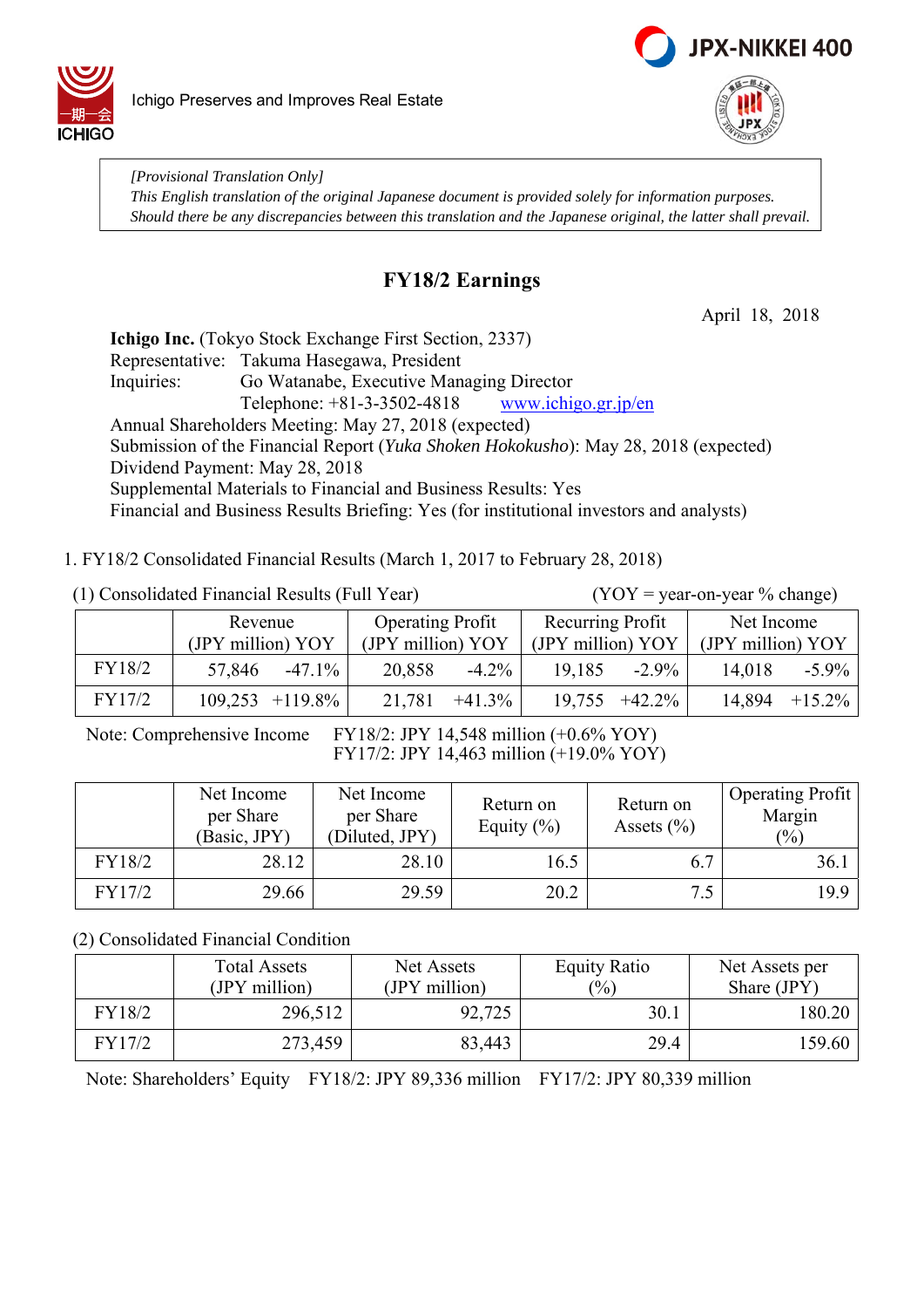Ichigo Preserves and Improves Real Estate

*[Provisional Translation Only]*
*This English translation of the original Japanese document is provided solely for information purposes. Should there be any discrepancies between this translation and the Japanese original, the latter shall prevail.*

# FY18/2 Earnings

April 18, 2018

**Ichigo Inc.** (Tokyo Stock Exchange First Section, 2337)
Representative: Takuma Hasegawa, President
Inquiries: Go Watanabe, Executive Managing Director
Telephone: +81-3-3502-4818 www.ichigo.gr.jp/en
Annual Shareholders Meeting: May 27, 2018 (expected)
Submission of the Financial Report (*Yuka Shoken Hokokusho*): May 28, 2018 (expected)
Dividend Payment: May 28, 2018
Supplemental Materials to Financial and Business Results: Yes
Financial and Business Results Briefing: Yes (for institutional investors and analysts)

1. FY18/2 Consolidated Financial Results (March 1, 2017 to February 28, 2018)

(1) Consolidated Financial Results (Full Year) (YOY = year-on-year % change)

| | Revenue (JPY million) | YOY | Operating Profit (JPY million) | YOY | Recurring Profit (JPY million) | YOY | Net Income (JPY million) | YOY |
|---|---|---|---|---|---|---|---|---|
| FY18/2 | 57,846 | -47.1% | 20,858 | -4.2% | 19,185 | -2.9% | 14,018 | -5.9% |
| FY17/2 | 109,253 | +119.8% | 21,781 | +41.3% | 19,755 | +42.2% | 14,894 | +15.2% |

Note: Comprehensive Income FY18/2: JPY 14,548 million (+0.6% YOY)
FY17/2: JPY 14,463 million (+19.0% YOY)

| | Net Income per Share (Basic, JPY) | Net Income per Share (Diluted, JPY) | Return on Equity (%) | Return on Assets (%) | Operating Profit Margin (%) |
|---|---|---|---|---|---|
| FY18/2 | 28.12 | 28.10 | 16.5 | 6.7 | 36.1 |
| FY17/2 | 29.66 | 29.59 | 20.2 | 7.5 | 19.9 |

(2) Consolidated Financial Condition

| | Total Assets (JPY million) | Net Assets (JPY million) | Equity Ratio (%) | Net Assets per Share (JPY) |
|---|---|---|---|---|
| FY18/2 | 296,512 | 92,725 | 30.1 | 180.20 |
| FY17/2 | 273,459 | 83,443 | 29.4 | 159.60 |

Note: Shareholders' Equity FY18/2: JPY 89,336 million FY17/2: JPY 80,339 million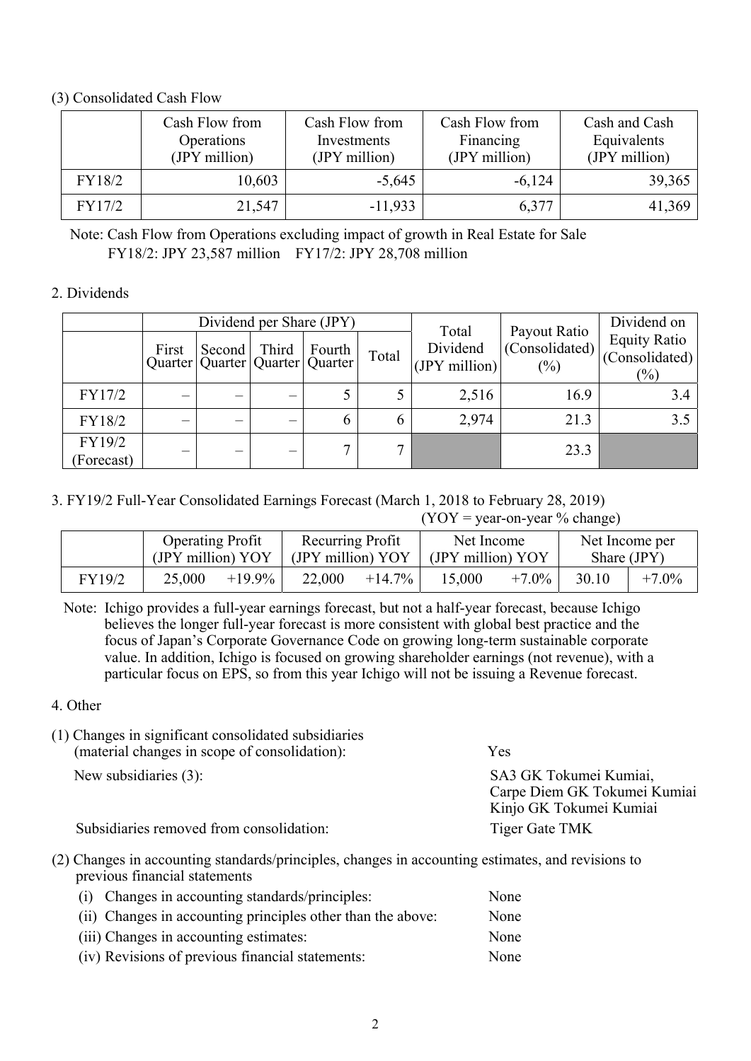(3) Consolidated Cash Flow

| | Cash Flow from Operations (JPY million) | Cash Flow from Investments (JPY million) | Cash Flow from Financing (JPY million) | Cash and Cash Equivalents (JPY million) |
|---|---|---|---|---|
| FY18/2 | 10,603 | -5,645 | -6,124 | 39,365 |
| FY17/2 | 21,547 | -11,933 | 6,377 | 41,369 |

Note: Cash Flow from Operations excluding impact of growth in Real Estate for Sale
FY18/2: JPY 23,587 million FY17/2: JPY 28,708 million

## 2. Dividends

| | Dividend per Share (JPY) | | | | | Total Dividend (JPY million) | Payout Ratio (Consolidated) (%) | Dividend on Equity Ratio (Consolidated) (%) |
|---|---|---|---|---|---|---|---|---|
| | First Quarter | Second Quarter | Third Quarter | Fourth Quarter | Total | | | |
| FY17/2 | – | – | – | 5 | 5 | 2,516 | 16.9 | 3.4 |
| FY18/2 | – | – | – | 6 | 6 | 2,974 | 21.3 | 3.5 |
| FY19/2 (Forecast) | – | – | – | 7 | 7 | | 23.3 | |

## 3. FY19/2 Full-Year Consolidated Earnings Forecast (March 1, 2018 to February 28, 2019)

(YOY = year-on-year % change)

| | Operating Profit (JPY million) | YOY | Recurring Profit (JPY million) | YOY | Net Income (JPY million) | YOY | Net Income per Share (JPY) | |
|---|---|---|---|---|---|---|---|---|
| FY19/2 | 25,000 | +19.9% | 22,000 | +14.7% | 15,000 | +7.0% | 30.10 | +7.0% |

Note: Ichigo provides a full-year earnings forecast, but not a half-year forecast, because Ichigo believes the longer full-year forecast is more consistent with global best practice and the focus of Japan's Corporate Governance Code on growing long-term sustainable corporate value. In addition, Ichigo is focused on growing shareholder earnings (not revenue), with a particular focus on EPS, so from this year Ichigo will not be issuing a Revenue forecast.

## 4. Other

(1) Changes in significant consolidated subsidiaries (material changes in scope of consolidation): Yes

New subsidiaries (3): SA3 GK Tokumei Kumiai, Carpe Diem GK Tokumei Kumiai, Kinjo GK Tokumei Kumiai

Subsidiaries removed from consolidation: Tiger Gate TMK

(2) Changes in accounting standards/principles, changes in accounting estimates, and revisions to previous financial statements

(i) Changes in accounting standards/principles: None
(ii) Changes in accounting principles other than the above: None
(iii) Changes in accounting estimates: None
(iv) Revisions of previous financial statements: None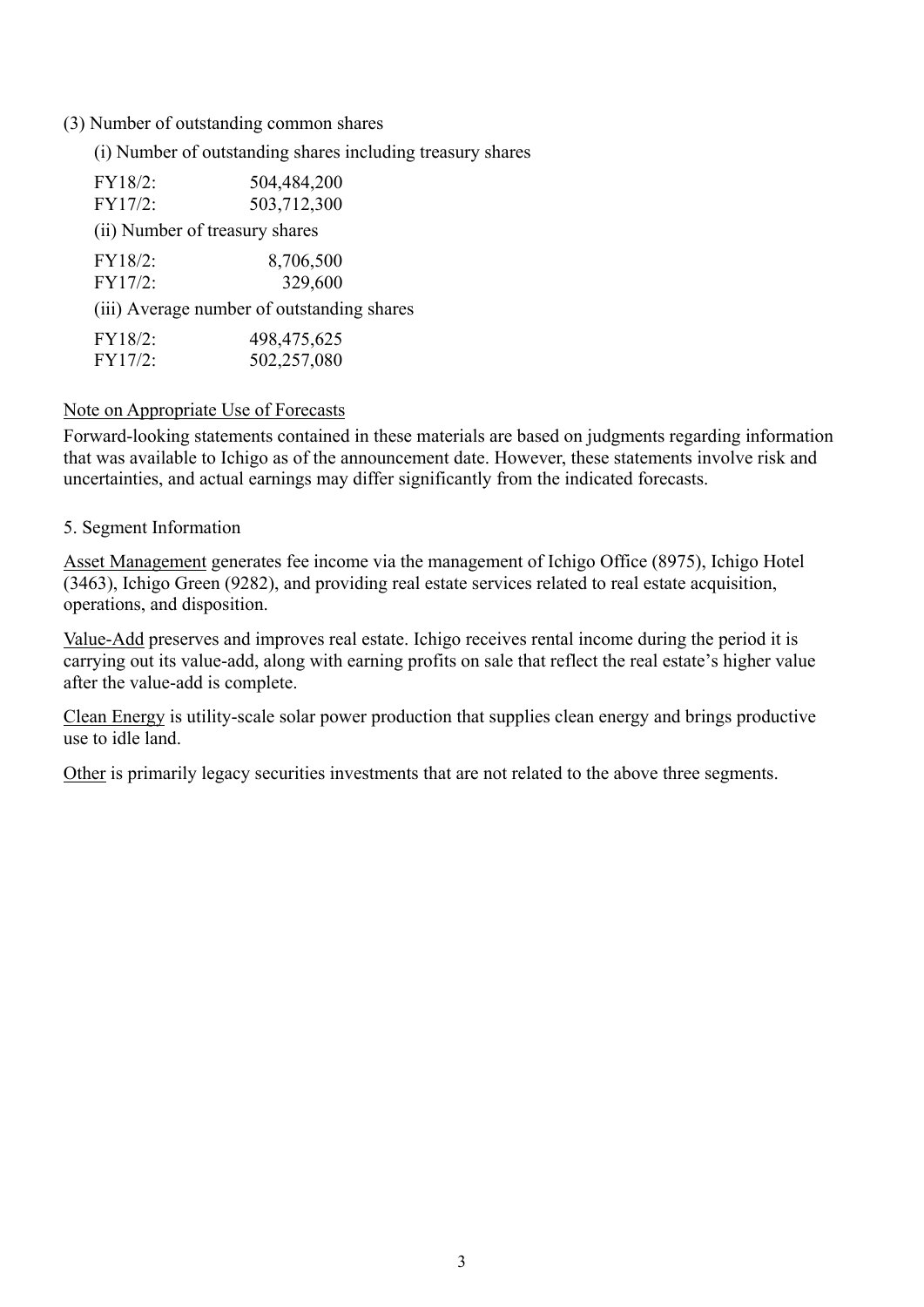(3) Number of outstanding common shares

(i) Number of outstanding shares including treasury shares

| | |
|---|---|
| FY18/2: | 504,484,200 |
| FY17/2: | 503,712,300 |

(ii) Number of treasury shares

| | |
|---|---|
| FY18/2: | 8,706,500 |
| FY17/2: | 329,600 |

(iii) Average number of outstanding shares

| | |
|---|---|
| FY18/2: | 498,475,625 |
| FY17/2: | 502,257,080 |

Note on Appropriate Use of Forecasts

Forward-looking statements contained in these materials are based on judgments regarding information that was available to Ichigo as of the announcement date. However, these statements involve risk and uncertainties, and actual earnings may differ significantly from the indicated forecasts.

5. Segment Information

Asset Management generates fee income via the management of Ichigo Office (8975), Ichigo Hotel (3463), Ichigo Green (9282), and providing real estate services related to real estate acquisition, operations, and disposition.

Value-Add preserves and improves real estate. Ichigo receives rental income during the period it is carrying out its value-add, along with earning profits on sale that reflect the real estate's higher value after the value-add is complete.

Clean Energy is utility-scale solar power production that supplies clean energy and brings productive use to idle land.

Other is primarily legacy securities investments that are not related to the above three segments.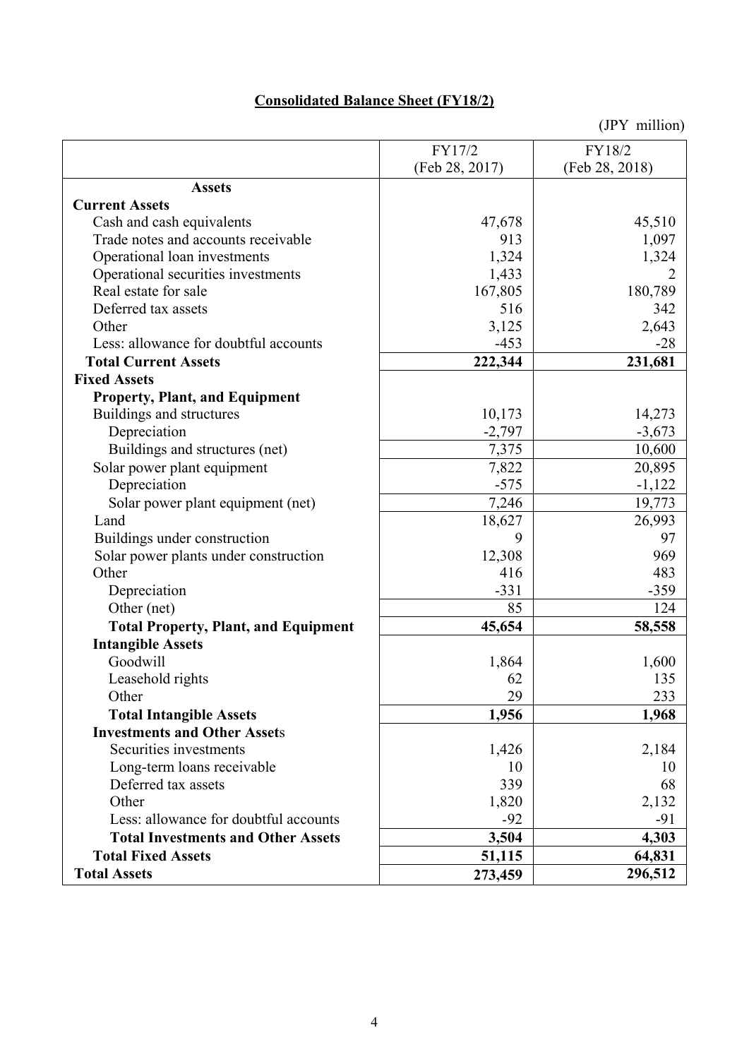## Consolidated Balance Sheet (FY18/2)

(JPY million)

| | FY17/2 (Feb 28, 2017) | FY18/2 (Feb 28, 2018) |
|---|---|---|
| **Assets** | | |
| **Current Assets** | | |
| Cash and cash equivalents | 47,678 | 45,510 |
| Trade notes and accounts receivable | 913 | 1,097 |
| Operational loan investments | 1,324 | 1,324 |
| Operational securities investments | 1,433 | 2 |
| Real estate for sale | 167,805 | 180,789 |
| Deferred tax assets | 516 | 342 |
| Other | 3,125 | 2,643 |
| Less: allowance for doubtful accounts | -453 | -28 |
| **Total Current Assets** | **222,344** | **231,681** |
| **Fixed Assets** | | |
| **Property, Plant, and Equipment** | | |
| Buildings and structures | 10,173 | 14,273 |
| Depreciation | -2,797 | -3,673 |
| Buildings and structures (net) | 7,375 | 10,600 |
| Solar power plant equipment | 7,822 | 20,895 |
| Depreciation | -575 | -1,122 |
| Solar power plant equipment (net) | 7,246 | 19,773 |
| Land | 18,627 | 26,993 |
| Buildings under construction | 9 | 97 |
| Solar power plants under construction | 12,308 | 969 |
| Other | 416 | 483 |
| Depreciation | -331 | -359 |
| Other (net) | 85 | 124 |
| **Total Property, Plant, and Equipment** | **45,654** | **58,558** |
| **Intangible Assets** | | |
| Goodwill | 1,864 | 1,600 |
| Leasehold rights | 62 | 135 |
| Other | 29 | 233 |
| **Total Intangible Assets** | **1,956** | **1,968** |
| **Investments and Other Assets** | | |
| Securities investments | 1,426 | 2,184 |
| Long-term loans receivable | 10 | 10 |
| Deferred tax assets | 339 | 68 |
| Other | 1,820 | 2,132 |
| Less: allowance for doubtful accounts | -92 | -91 |
| **Total Investments and Other Assets** | **3,504** | **4,303** |
| **Total Fixed Assets** | **51,115** | **64,831** |
| **Total Assets** | **273,459** | **296,512** |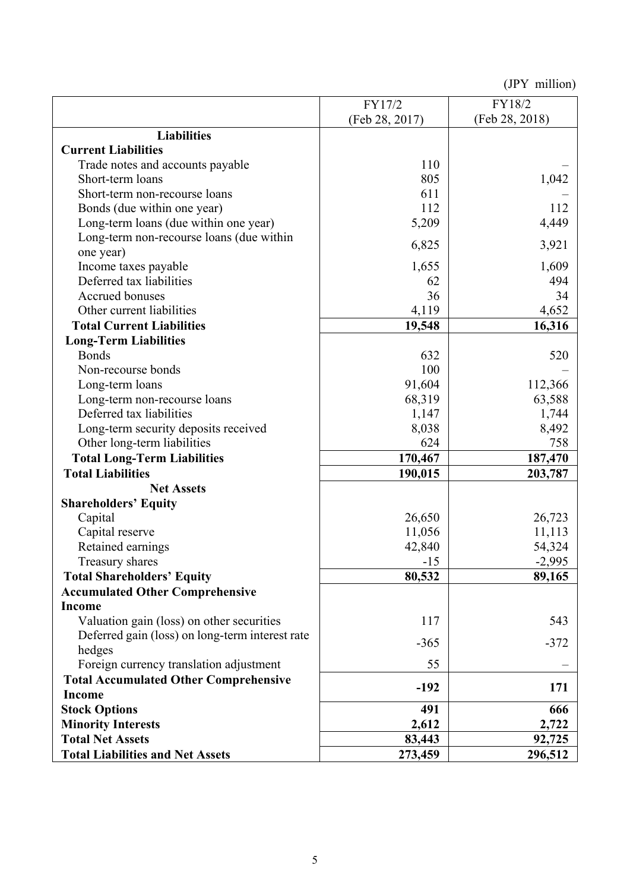(JPY million)

| | FY17/2 (Feb 28, 2017) | FY18/2 (Feb 28, 2018) |
|---|---|---|
| **Liabilities** | | |
| **Current Liabilities** | | |
| Trade notes and accounts payable | 110 | – |
| Short-term loans | 805 | 1,042 |
| Short-term non-recourse loans | 611 | – |
| Bonds (due within one year) | 112 | 112 |
| Long-term loans (due within one year) | 5,209 | 4,449 |
| Long-term non-recourse loans (due within one year) | 6,825 | 3,921 |
| Income taxes payable | 1,655 | 1,609 |
| Deferred tax liabilities | 62 | 494 |
| Accrued bonuses | 36 | 34 |
| Other current liabilities | 4,119 | 4,652 |
| **Total Current Liabilities** | **19,548** | **16,316** |
| **Long-Term Liabilities** | | |
| Bonds | 632 | 520 |
| Non-recourse bonds | 100 | – |
| Long-term loans | 91,604 | 112,366 |
| Long-term non-recourse loans | 68,319 | 63,588 |
| Deferred tax liabilities | 1,147 | 1,744 |
| Long-term security deposits received | 8,038 | 8,492 |
| Other long-term liabilities | 624 | 758 |
| **Total Long-Term Liabilities** | **170,467** | **187,470** |
| **Total Liabilities** | **190,015** | **203,787** |
| **Net Assets** | | |
| **Shareholders' Equity** | | |
| Capital | 26,650 | 26,723 |
| Capital reserve | 11,056 | 11,113 |
| Retained earnings | 42,840 | 54,324 |
| Treasury shares | -15 | -2,995 |
| **Total Shareholders' Equity** | **80,532** | **89,165** |
| **Accumulated Other Comprehensive Income** | | |
| Valuation gain (loss) on other securities | 117 | 543 |
| Deferred gain (loss) on long-term interest rate hedges | -365 | -372 |
| Foreign currency translation adjustment | 55 | – |
| **Total Accumulated Other Comprehensive Income** | **-192** | **171** |
| **Stock Options** | **491** | **666** |
| **Minority Interests** | **2,612** | **2,722** |
| **Total Net Assets** | **83,443** | **92,725** |
| **Total Liabilities and Net Assets** | **273,459** | **296,512** |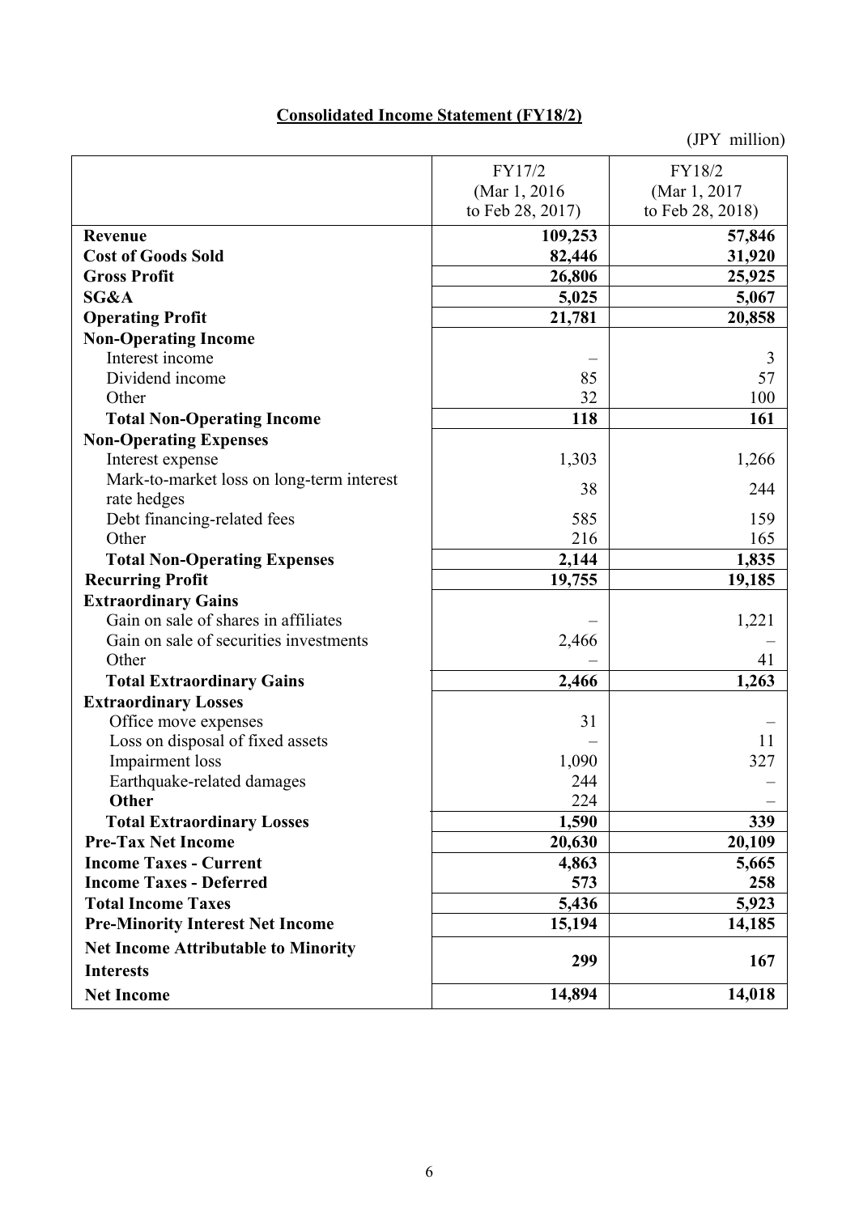**Consolidated Income Statement (FY18/2)**

(JPY million)

| | FY17/2 (Mar 1, 2016 to Feb 28, 2017) | FY18/2 (Mar 1, 2017 to Feb 28, 2018) |
|---|---|---|
| **Revenue** | **109,253** | **57,846** |
| **Cost of Goods Sold** | **82,446** | **31,920** |
| **Gross Profit** | **26,806** | **25,925** |
| **SG&A** | **5,025** | **5,067** |
| **Operating Profit** | **21,781** | **20,858** |
| **Non-Operating Income** | | |
| Interest income | – | 3 |
| Dividend income | 85 | 57 |
| Other | 32 | 100 |
| **Total Non-Operating Income** | **118** | **161** |
| **Non-Operating Expenses** | | |
| Interest expense | 1,303 | 1,266 |
| Mark-to-market loss on long-term interest rate hedges | 38 | 244 |
| Debt financing-related fees | 585 | 159 |
| Other | 216 | 165 |
| **Total Non-Operating Expenses** | **2,144** | **1,835** |
| **Recurring Profit** | **19,755** | **19,185** |
| **Extraordinary Gains** | | |
| Gain on sale of shares in affiliates | – | 1,221 |
| Gain on sale of securities investments | 2,466 | – |
| Other | – | 41 |
| **Total Extraordinary Gains** | **2,466** | **1,263** |
| **Extraordinary Losses** | | |
| Office move expenses | 31 | – |
| Loss on disposal of fixed assets | – | 11 |
| Impairment loss | 1,090 | 327 |
| Earthquake-related damages | 244 | – |
| **Other** | 224 | – |
| **Total Extraordinary Losses** | **1,590** | **339** |
| **Pre-Tax Net Income** | **20,630** | **20,109** |
| **Income Taxes - Current** | **4,863** | **5,665** |
| **Income Taxes - Deferred** | **573** | **258** |
| **Total Income Taxes** | **5,436** | **5,923** |
| **Pre-Minority Interest Net Income** | **15,194** | **14,185** |
| **Net Income Attributable to Minority Interests** | **299** | **167** |
| **Net Income** | **14,894** | **14,018** |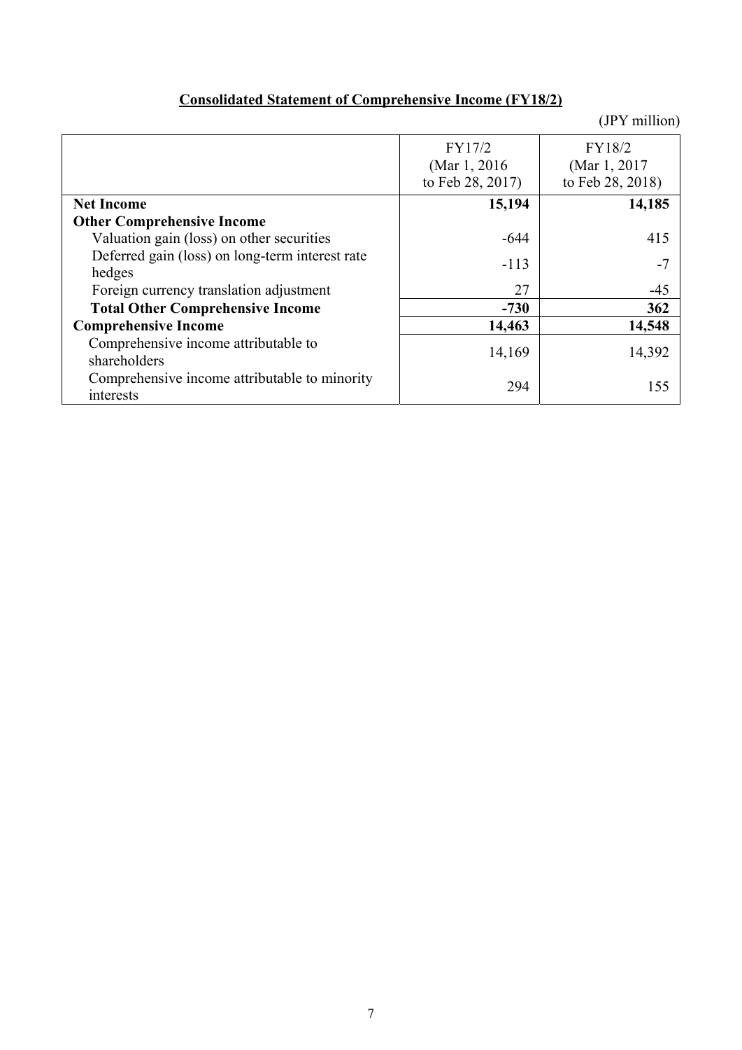## Consolidated Statement of Comprehensive Income (FY18/2)

(JPY million)

| | FY17/2 (Mar 1, 2016 to Feb 28, 2017) | FY18/2 (Mar 1, 2017 to Feb 28, 2018) |
|---|---|---|
| **Net Income** | **15,194** | **14,185** |
| **Other Comprehensive Income** | | |
| Valuation gain (loss) on other securities | -644 | 415 |
| Deferred gain (loss) on long-term interest rate hedges | -113 | -7 |
| Foreign currency translation adjustment | 27 | -45 |
| **Total Other Comprehensive Income** | **-730** | **362** |
| **Comprehensive Income** | **14,463** | **14,548** |
| Comprehensive income attributable to shareholders | 14,169 | 14,392 |
| Comprehensive income attributable to minority interests | 294 | 155 |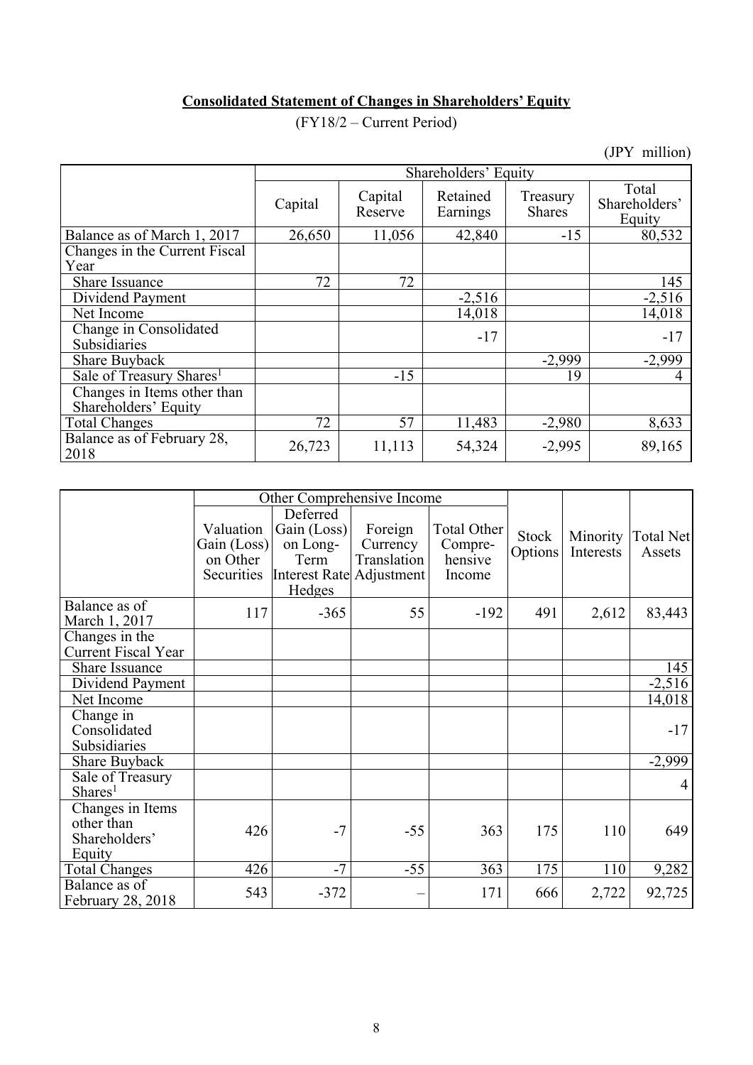**Consolidated Statement of Changes in Shareholders' Equity**

(FY18/2 – Current Period)

(JPY million)

| | Shareholders' Equity | | | | |
|---|---|---|---|---|---|
| | Capital | Capital Reserve | Retained Earnings | Treasury Shares | Total Shareholders' Equity |
| Balance as of March 1, 2017 | 26,650 | 11,056 | 42,840 | -15 | 80,532 |
| Changes in the Current Fiscal Year | | | | | |
| Share Issuance | 72 | 72 | | | 145 |
| Dividend Payment | | | -2,516 | | -2,516 |
| Net Income | | | 14,018 | | 14,018 |
| Change in Consolidated Subsidiaries | | | -17 | | -17 |
| Share Buyback | | | | -2,999 | -2,999 |
| Sale of Treasury Shares[1] | | -15 | | 19 | 4 |
| Changes in Items other than Shareholders' Equity | | | | | |
| Total Changes | 72 | 57 | 11,483 | -2,980 | 8,633 |
| Balance as of February 28, 2018 | 26,723 | 11,113 | 54,324 | -2,995 | 89,165 |

| | Other Comprehensive Income | | | | | | |
|---|---|---|---|---|---|---|---|
| | Valuation Gain (Loss) on Other Securities | Deferred Gain (Loss) on Long-Term Interest Rate Hedges | Foreign Currency Translation Adjustment | Total Other Compre-hensive Income | Stock Options | Minority Interests | Total Net Assets |
| Balance as of March 1, 2017 | 117 | -365 | 55 | -192 | 491 | 2,612 | 83,443 |
| Changes in the Current Fiscal Year | | | | | | | |
| Share Issuance | | | | | | | 145 |
| Dividend Payment | | | | | | | -2,516 |
| Net Income | | | | | | | 14,018 |
| Change in Consolidated Subsidiaries | | | | | | | -17 |
| Share Buyback | | | | | | | -2,999 |
| Sale of Treasury Shares[1] | | | | | | | 4 |
| Changes in Items other than Shareholders' Equity | 426 | -7 | -55 | 363 | 175 | 110 | 649 |
| Total Changes | 426 | -7 | -55 | 363 | 175 | 110 | 9,282 |
| Balance as of February 28, 2018 | 543 | -372 | – | 171 | 666 | 2,722 | 92,725 |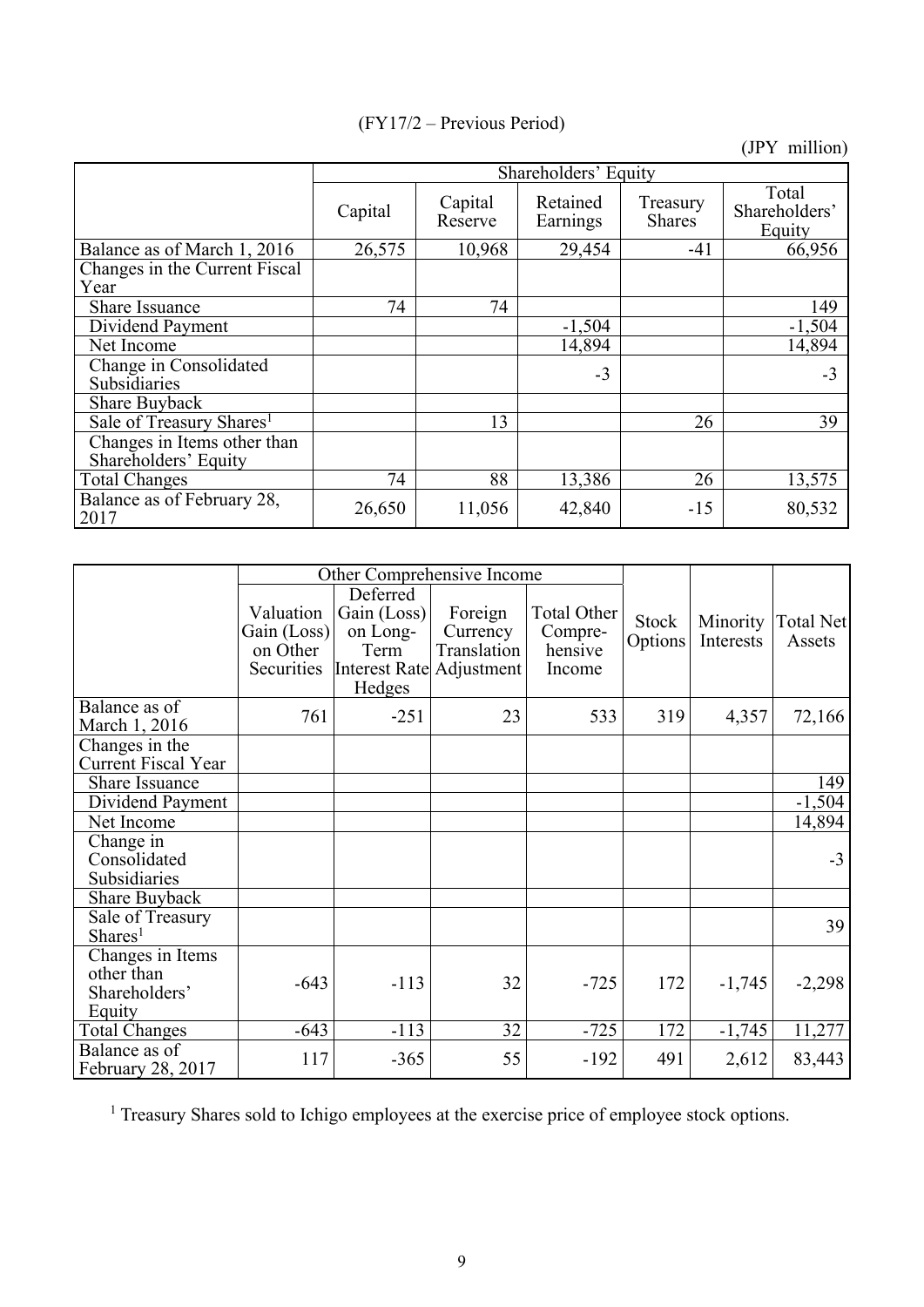(FY17/2 – Previous Period)

(JPY million)

| | Shareholders' Equity | | | | |
|---|---|---|---|---|---|
| | Capital | Capital Reserve | Retained Earnings | Treasury Shares | Total Shareholders' Equity |
| Balance as of March 1, 2016 | 26,575 | 10,968 | 29,454 | -41 | 66,956 |
| Changes in the Current Fiscal Year | | | | | |
| Share Issuance | 74 | 74 | | | 149 |
| Dividend Payment | | | -1,504 | | -1,504 |
| Net Income | | | 14,894 | | 14,894 |
| Change in Consolidated Subsidiaries | | | -3 | | -3 |
| Share Buyback | | | | | |
| Sale of Treasury Shares[1] | | 13 | | 26 | 39 |
| Changes in Items other than Shareholders' Equity | | | | | |
| Total Changes | 74 | 88 | 13,386 | 26 | 13,575 |
| Balance as of February 28, 2017 | 26,650 | 11,056 | 42,840 | -15 | 80,532 |

| | Other Comprehensive Income | | | | Stock Options | Minority Interests | Total Net Assets |
|---|---|---|---|---|---|---|---|
| | Valuation Gain (Loss) on Other Securities | Deferred Gain (Loss) on Long-Term Interest Rate Hedges | Foreign Currency Translation Adjustment | Total Other Compre-hensive Income | | | |
| Balance as of March 1, 2016 | 761 | -251 | 23 | 533 | 319 | 4,357 | 72,166 |
| Changes in the Current Fiscal Year | | | | | | | |
| Share Issuance | | | | | | | 149 |
| Dividend Payment | | | | | | | -1,504 |
| Net Income | | | | | | | 14,894 |
| Change in Consolidated Subsidiaries | | | | | | | -3 |
| Share Buyback | | | | | | | |
| Sale of Treasury Shares[1] | | | | | | | 39 |
| Changes in Items other than Shareholders' Equity | -643 | -113 | 32 | -725 | 172 | -1,745 | -2,298 |
| Total Changes | -643 | -113 | 32 | -725 | 172 | -1,745 | 11,277 |
| Balance as of February 28, 2017 | 117 | -365 | 55 | -192 | 491 | 2,612 | 83,443 |

[1] Treasury Shares sold to Ichigo employees at the exercise price of employee stock options.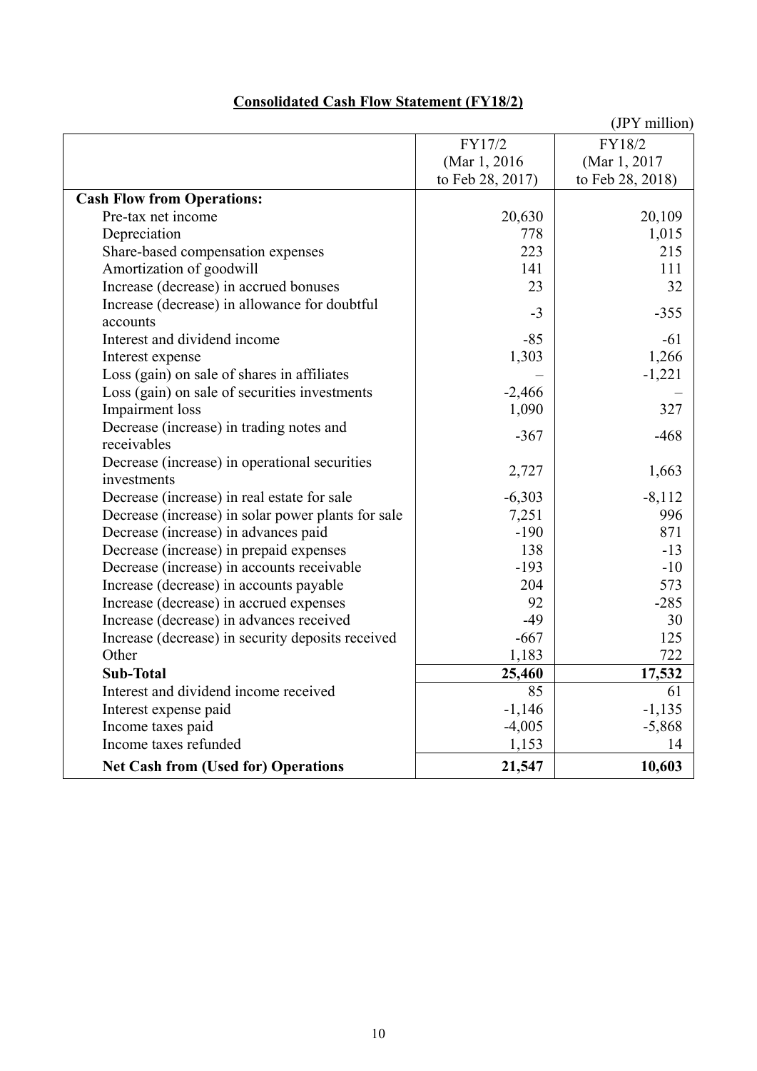## Consolidated Cash Flow Statement (FY18/2)

(JPY million)

| | FY17/2 (Mar 1, 2016 to Feb 28, 2017) | FY18/2 (Mar 1, 2017 to Feb 28, 2018) |
|---|---|---|
| **Cash Flow from Operations:** | | |
| Pre-tax net income | 20,630 | 20,109 |
| Depreciation | 778 | 1,015 |
| Share-based compensation expenses | 223 | 215 |
| Amortization of goodwill | 141 | 111 |
| Increase (decrease) in accrued bonuses | 23 | 32 |
| Increase (decrease) in allowance for doubtful accounts | -3 | -355 |
| Interest and dividend income | -85 | -61 |
| Interest expense | 1,303 | 1,266 |
| Loss (gain) on sale of shares in affiliates | – | -1,221 |
| Loss (gain) on sale of securities investments | -2,466 | – |
| Impairment loss | 1,090 | 327 |
| Decrease (increase) in trading notes and receivables | -367 | -468 |
| Decrease (increase) in operational securities investments | 2,727 | 1,663 |
| Decrease (increase) in real estate for sale | -6,303 | -8,112 |
| Decrease (increase) in solar power plants for sale | 7,251 | 996 |
| Decrease (increase) in advances paid | -190 | 871 |
| Decrease (increase) in prepaid expenses | 138 | -13 |
| Decrease (increase) in accounts receivable | -193 | -10 |
| Increase (decrease) in accounts payable | 204 | 573 |
| Increase (decrease) in accrued expenses | 92 | -285 |
| Increase (decrease) in advances received | -49 | 30 |
| Increase (decrease) in security deposits received | -667 | 125 |
| Other | 1,183 | 722 |
| **Sub-Total** | **25,460** | **17,532** |
| Interest and dividend income received | 85 | 61 |
| Interest expense paid | -1,146 | -1,135 |
| Income taxes paid | -4,005 | -5,868 |
| Income taxes refunded | 1,153 | 14 |
| **Net Cash from (Used for) Operations** | **21,547** | **10,603** |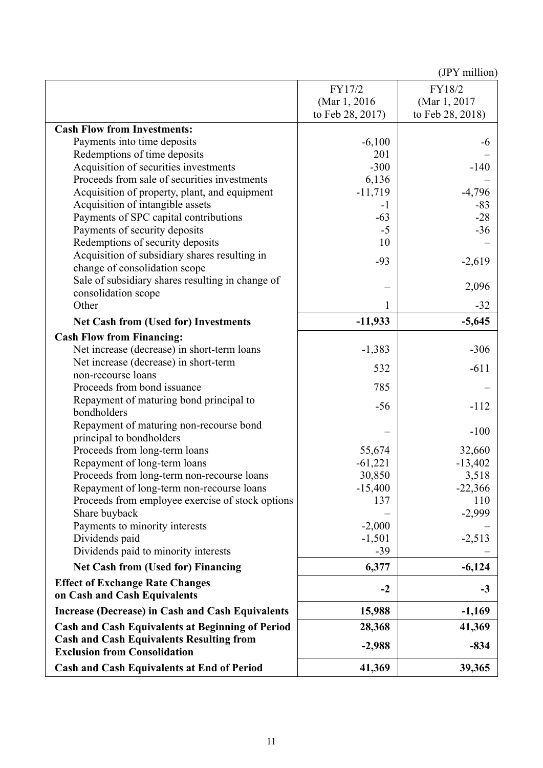(JPY million)

| | FY17/2 (Mar 1, 2016 to Feb 28, 2017) | FY18/2 (Mar 1, 2017 to Feb 28, 2018) |
|---|---|---|
| **Cash Flow from Investments:** | | |
| Payments into time deposits | -6,100 | -6 |
| Redemptions of time deposits | 201 | – |
| Acquisition of securities investments | -300 | -140 |
| Proceeds from sale of securities investments | 6,136 | – |
| Acquisition of property, plant, and equipment | -11,719 | -4,796 |
| Acquisition of intangible assets | -1 | -83 |
| Payments of SPC capital contributions | -63 | -28 |
| Payments of security deposits | -5 | -36 |
| Redemptions of security deposits | 10 | – |
| Acquisition of subsidiary shares resulting in change of consolidation scope | -93 | -2,619 |
| Sale of subsidiary shares resulting in change of consolidation scope | – | 2,096 |
| Other | 1 | -32 |
| **Net Cash from (Used for) Investments** | **-11,933** | **-5,645** |
| **Cash Flow from Financing:** | | |
| Net increase (decrease) in short-term loans | -1,383 | -306 |
| Net increase (decrease) in short-term non-recourse loans | 532 | -611 |
| Proceeds from bond issuance | 785 | – |
| Repayment of maturing bond principal to bondholders | -56 | -112 |
| Repayment of maturing non-recourse bond principal to bondholders | – | -100 |
| Proceeds from long-term loans | 55,674 | 32,660 |
| Repayment of long-term loans | -61,221 | -13,402 |
| Proceeds from long-term non-recourse loans | 30,850 | 3,518 |
| Repayment of long-term non-recourse loans | -15,400 | -22,366 |
| Proceeds from employee exercise of stock options | 137 | 110 |
| Share buyback | – | -2,999 |
| Payments to minority interests | -2,000 | – |
| Dividends paid | -1,501 | -2,513 |
| Dividends paid to minority interests | -39 | – |
| **Net Cash from (Used for) Financing** | **6,377** | **-6,124** |
| **Effect of Exchange Rate Changes on Cash and Cash Equivalents** | **-2** | **-3** |
| **Increase (Decrease) in Cash and Cash Equivalents** | **15,988** | **-1,169** |
| **Cash and Cash Equivalents at Beginning of Period** | **28,368** | **41,369** |
| **Cash and Cash Equivalents Resulting from Exclusion from Consolidation** | **-2,988** | **-834** |
| **Cash and Cash Equivalents at End of Period** | **41,369** | **39,365** |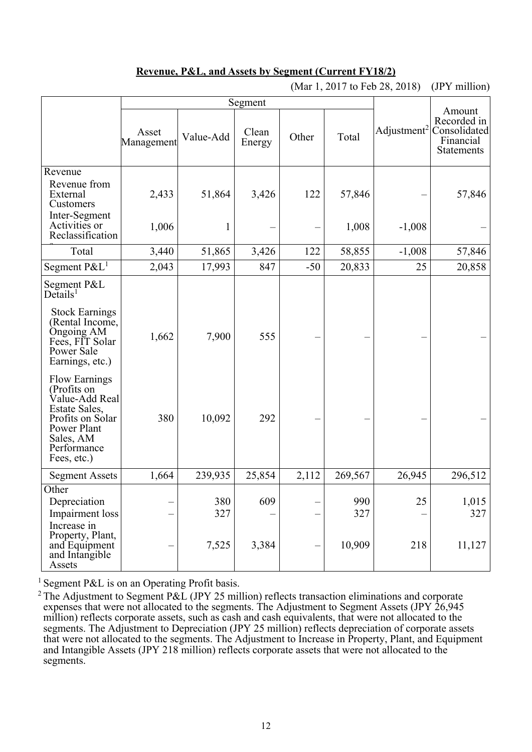**Revenue, P&L, and Assets by Segment (Current FY18/2)**

(Mar 1, 2017 to Feb 28, 2018) (JPY million)

| | Segment | | | | | Adjustment[2] | Amount Recorded in Consolidated Financial Statements |
|---|---|---|---|---|---|---|---|
| | Asset Management | Value-Add | Clean Energy | Other | Total | | |
| Revenue | | | | | | | |
| Revenue from External Customers | 2,433 | 51,864 | 3,426 | 122 | 57,846 | – | 57,846 |
| Inter-Segment Activities or Reclassifications | 1,006 | 1 | – | – | 1,008 | -1,008 | – |
| Total | 3,440 | 51,865 | 3,426 | 122 | 58,855 | -1,008 | 57,846 |
| Segment P&L[1] | 2,043 | 17,993 | 847 | -50 | 20,833 | 25 | 20,858 |
| Segment P&L Details[1] | | | | | | | |
| Stock Earnings (Rental Income, Ongoing AM Fees, FIT Solar Power Sale Earnings, etc.) | 1,662 | 7,900 | 555 | – | – | – | – |
| Flow Earnings (Profits on Value-Add Real Estate Sales, Profits on Solar Power Plant Sales, AM Performance Fees, etc.) | 380 | 10,092 | 292 | – | – | – | – |
| Segment Assets | 1,664 | 239,935 | 25,854 | 2,112 | 269,567 | 26,945 | 296,512 |
| Other | | | | | | | |
| Depreciation | – | 380 | 609 | – | 990 | 25 | 1,015 |
| Impairment loss | – | 327 | – | – | 327 | – | 327 |
| Increase in Property, Plant, and Equipment and Intangible Assets | – | 7,525 | 3,384 | – | 10,909 | 218 | 11,127 |

[1] Segment P&L is on an Operating Profit basis.

[2] The Adjustment to Segment P&L (JPY 25 million) reflects transaction eliminations and corporate expenses that were not allocated to the segments. The Adjustment to Segment Assets (JPY 26,945 million) reflects corporate assets, such as cash and cash equivalents, that were not allocated to the segments. The Adjustment to Depreciation (JPY 25 million) reflects depreciation of corporate assets that were not allocated to the segments. The Adjustment to Increase in Property, Plant, and Equipment and Intangible Assets (JPY 218 million) reflects corporate assets that were not allocated to the segments.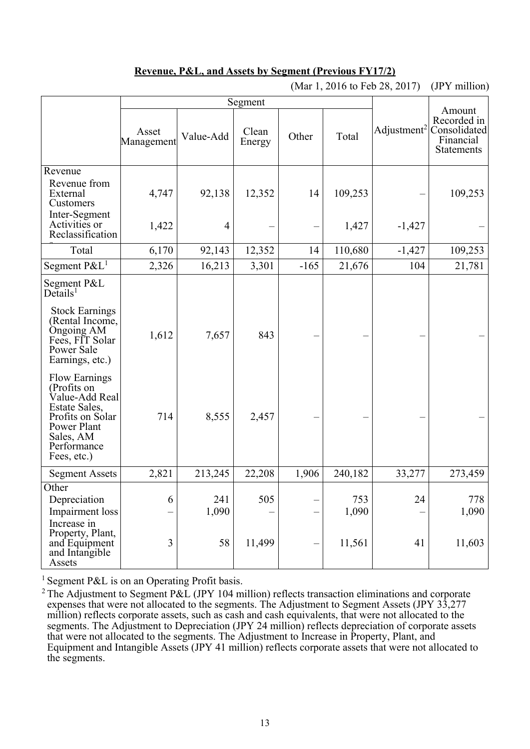**Revenue, P&L, and Assets by Segment (Previous FY17/2)**

(Mar 1, 2016 to Feb 28, 2017) (JPY million)

| | Segment | | | | | Adjustment[2] | Amount Recorded in Consolidated Financial Statements |
|---|---|---|---|---|---|---|---|
| | Asset Management | Value-Add | Clean Energy | Other | Total | | |
| Revenue | | | | | | | |
| Revenue from External Customers | 4,747 | 92,138 | 12,352 | 14 | 109,253 | – | 109,253 |
| Inter-Segment Activities or Reclassifications | 1,422 | 4 | – | – | 1,427 | -1,427 | – |
| Total | 6,170 | 92,143 | 12,352 | 14 | 110,680 | -1,427 | 109,253 |
| Segment P&L[1] | 2,326 | 16,213 | 3,301 | -165 | 21,676 | 104 | 21,781 |
| Segment P&L Details[1] | | | | | | | |
| Stock Earnings (Rental Income, Ongoing AM Fees, FIT Solar Power Sale Earnings, etc.) | 1,612 | 7,657 | 843 | – | – | – | – |
| Flow Earnings (Profits on Value-Add Real Estate Sales, Profits on Solar Power Plant Sales, AM Performance Fees, etc.) | 714 | 8,555 | 2,457 | – | – | – | – |
| Segment Assets | 2,821 | 213,245 | 22,208 | 1,906 | 240,182 | 33,277 | 273,459 |
| Other | | | | | | | |
| Depreciation | 6 | 241 | 505 | – | 753 | 24 | 778 |
| Impairment loss | – | 1,090 | – | – | 1,090 | – | 1,090 |
| Increase in Property, Plant, and Equipment and Intangible Assets | 3 | 58 | 11,499 | – | 11,561 | 41 | 11,603 |

[1] Segment P&L is on an Operating Profit basis.

[2] The Adjustment to Segment P&L (JPY 104 million) reflects transaction eliminations and corporate expenses that were not allocated to the segments. The Adjustment to Segment Assets (JPY 33,277 million) reflects corporate assets, such as cash and cash equivalents, that were not allocated to the segments. The Adjustment to Depreciation (JPY 24 million) reflects depreciation of corporate assets that were not allocated to the segments. The Adjustment to Increase in Property, Plant, and Equipment and Intangible Assets (JPY 41 million) reflects corporate assets that were not allocated to the segments.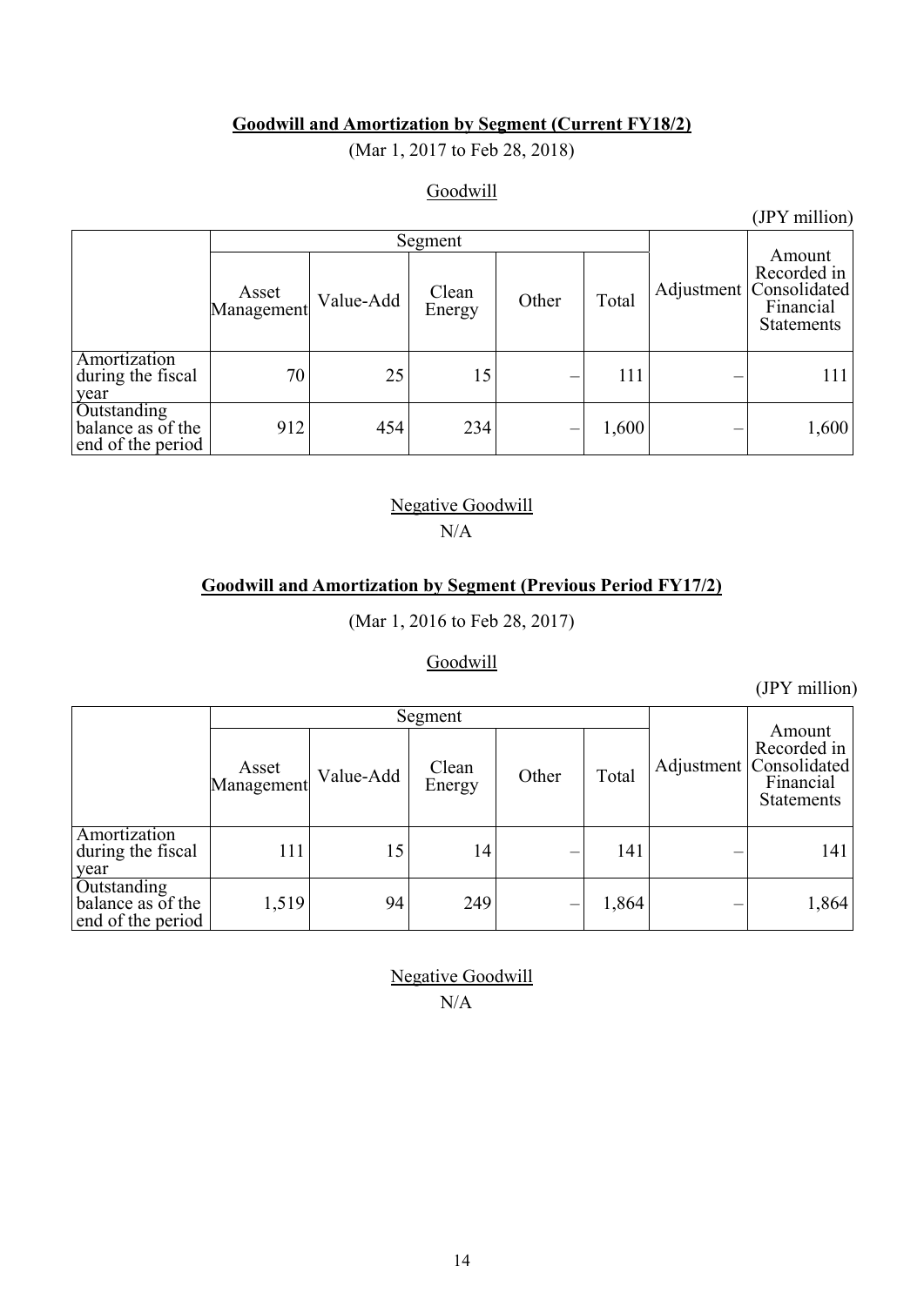**Goodwill and Amortization by Segment (Current FY18/2)**

(Mar 1, 2017 to Feb 28, 2018)

Goodwill

(JPY million)

| | Segment | | | | | Adjustment | Amount Recorded in Consolidated Financial Statements |
|---|---|---|---|---|---|---|---|
| | Asset Management | Value-Add | Clean Energy | Other | Total | | |
| Amortization during the fiscal year | 70 | 25 | 15 | – | 111 | – | 111 |
| Outstanding balance as of the end of the period | 912 | 454 | 234 | – | 1,600 | – | 1,600 |

Negative Goodwill

N/A

**Goodwill and Amortization by Segment (Previous Period FY17/2)**

(Mar 1, 2016 to Feb 28, 2017)

Goodwill

(JPY million)

| | Segment | | | | | Adjustment | Amount Recorded in Consolidated Financial Statements |
|---|---|---|---|---|---|---|---|
| | Asset Management | Value-Add | Clean Energy | Other | Total | | |
| Amortization during the fiscal year | 111 | 15 | 14 | – | 141 | – | 141 |
| Outstanding balance as of the end of the period | 1,519 | 94 | 249 | – | 1,864 | – | 1,864 |

Negative Goodwill

N/A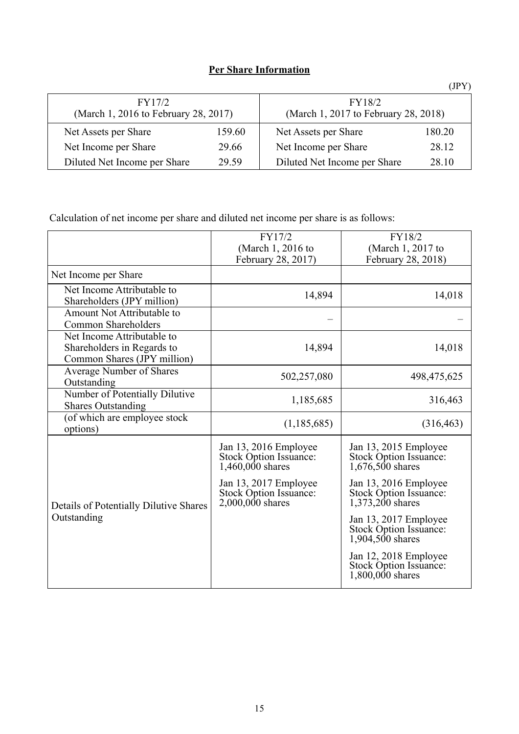## Per Share Information

(JPY)

| FY17/2 (March 1, 2016 to February 28, 2017) | | FY18/2 (March 1, 2017 to February 28, 2018) | |
|---|---|---|---|
| Net Assets per Share | 159.60 | Net Assets per Share | 180.20 |
| Net Income per Share | 29.66 | Net Income per Share | 28.12 |
| Diluted Net Income per Share | 29.59 | Diluted Net Income per Share | 28.10 |

Calculation of net income per share and diluted net income per share is as follows:

| | FY17/2 (March 1, 2016 to February 28, 2017) | FY18/2 (March 1, 2017 to February 28, 2018) |
|---|---|---|
| Net Income per Share | | |
| Net Income Attributable to Shareholders (JPY million) | 14,894 | 14,018 |
| Amount Not Attributable to Common Shareholders | – | – |
| Net Income Attributable to Shareholders in Regards to Common Shares (JPY million) | 14,894 | 14,018 |
| Average Number of Shares Outstanding | 502,257,080 | 498,475,625 |
| Number of Potentially Dilutive Shares Outstanding | 1,185,685 | 316,463 |
| (of which are employee stock options) | (1,185,685) | (316,463) |
| Details of Potentially Dilutive Shares Outstanding | Jan 13, 2016 Employee Stock Option Issuance: 1,460,000 shares<br><br>Jan 13, 2017 Employee Stock Option Issuance: 2,000,000 shares | Jan 13, 2015 Employee Stock Option Issuance: 1,676,500 shares<br><br>Jan 13, 2016 Employee Stock Option Issuance: 1,373,200 shares<br><br>Jan 13, 2017 Employee Stock Option Issuance: 1,904,500 shares<br><br>Jan 12, 2018 Employee Stock Option Issuance: 1,800,000 shares |